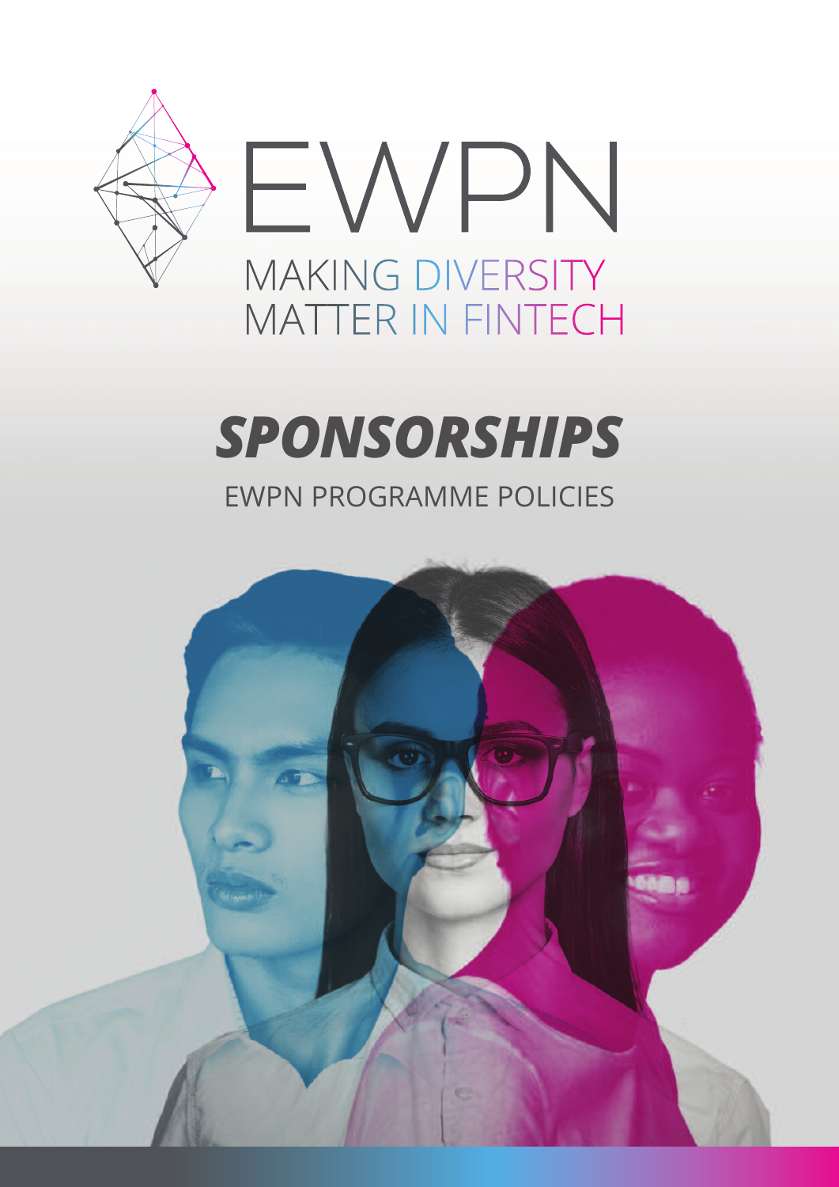EWPN

MAKING DIVERSITY MATTER IN FINTECH

# *SPONSORSHIPS*

## EWPN PROGRAMME POLICIES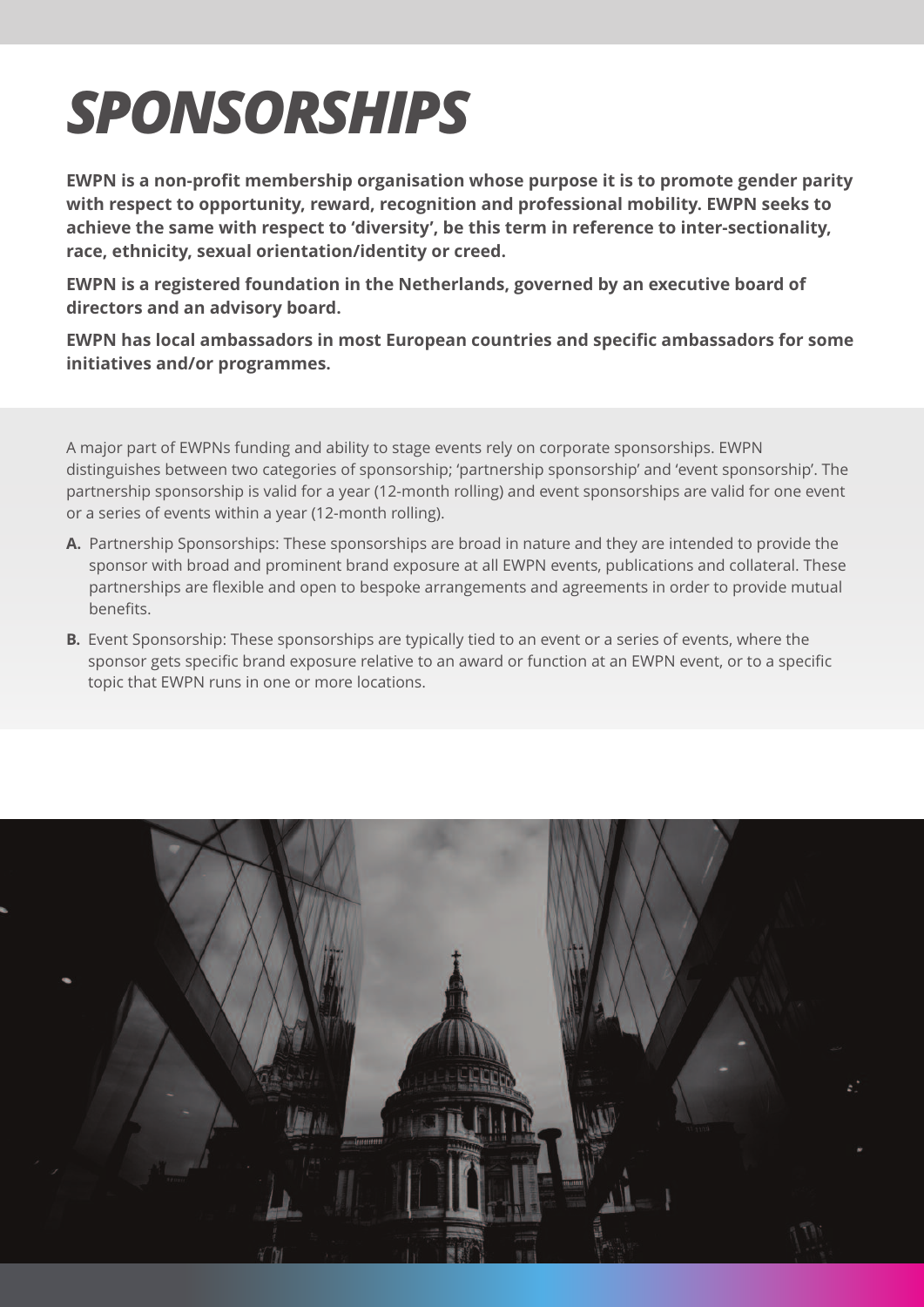# SPONSORSHIPS

**EWPN is a non-profit membership organisation whose purpose it is to promote gender parity with respect to opportunity, reward, recognition and professional mobility. EWPN seeks to achieve the same with respect to 'diversity', be this term in reference to inter-sectionality, race, ethnicity, sexual orientation/identity or creed.**

**EWPN is a registered foundation in the Netherlands, governed by an executive board of directors and an advisory board.**

**EWPN has local ambassadors in most European countries and specific ambassadors for some initiatives and/or programmes.**

A major part of EWPNs funding and ability to stage events rely on corporate sponsorships. EWPN distinguishes between two categories of sponsorship; 'partnership sponsorship' and 'event sponsorship'. The partnership sponsorship is valid for a year (12-month rolling) and event sponsorships are valid for one event or a series of events within a year (12-month rolling).

**A.** Partnership Sponsorships: These sponsorships are broad in nature and they are intended to provide the sponsor with broad and prominent brand exposure at all EWPN events, publications and collateral. These partnerships are flexible and open to bespoke arrangements and agreements in order to provide mutual benefits.

**B.** Event Sponsorship: These sponsorships are typically tied to an event or a series of events, where the sponsor gets specific brand exposure relative to an award or function at an EWPN event, or to a specific topic that EWPN runs in one or more locations.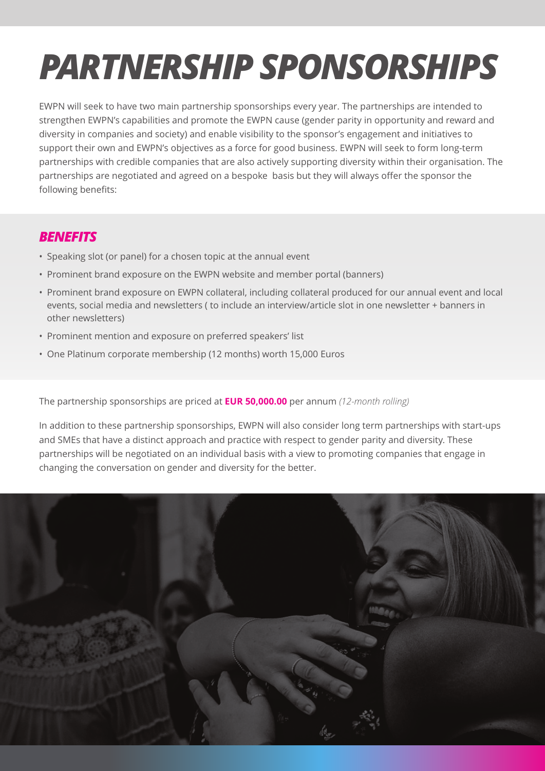# PARTNERSHIP SPONSORSHIPS

EWPN will seek to have two main partnership sponsorships every year. The partnerships are intended to strengthen EWPN's capabilities and promote the EWPN cause (gender parity in opportunity and reward and diversity in companies and society) and enable visibility to the sponsor's engagement and initiatives to support their own and EWPN's objectives as a force for good business. EWPN will seek to form long-term partnerships with credible companies that are also actively supporting diversity within their organisation. The partnerships are negotiated and agreed on a bespoke basis but they will always offer the sponsor the following benefits:

## BENEFITS

- Speaking slot (or panel) for a chosen topic at the annual event
- Prominent brand exposure on the EWPN website and member portal (banners)
- Prominent brand exposure on EWPN collateral, including collateral produced for our annual event and local events, social media and newsletters ( to include an interview/article slot in one newsletter + banners in other newsletters)
- Prominent mention and exposure on preferred speakers' list
- One Platinum corporate membership (12 months) worth 15,000 Euros

The partnership sponsorships are priced at **EUR 50,000.00** per annum *(12-month rolling)*

In addition to these partnership sponsorships, EWPN will also consider long term partnerships with start-ups and SMEs that have a distinct approach and practice with respect to gender parity and diversity. These partnerships will be negotiated on an individual basis with a view to promoting companies that engage in changing the conversation on gender and diversity for the better.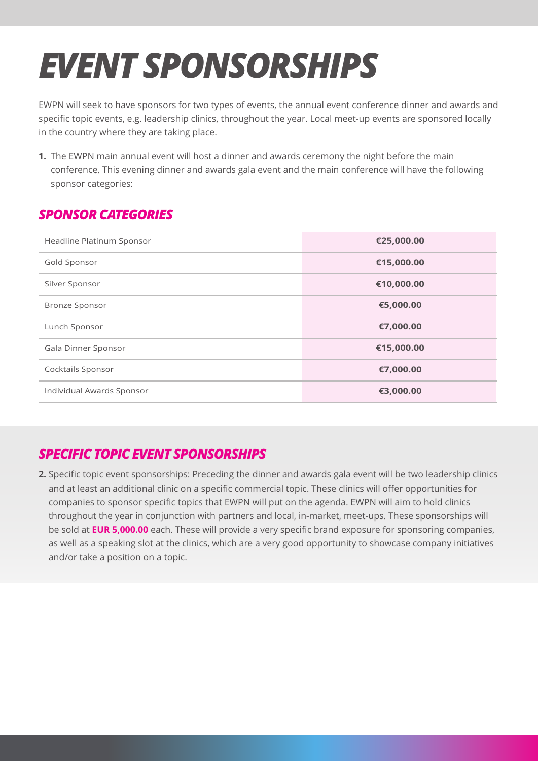# *EVENT SPONSORSHIPS*

EWPN will seek to have sponsors for two types of events, the annual event conference dinner and awards and specific topic events, e.g. leadership clinics, throughout the year. Local meet-up events are sponsored locally in the country where they are taking place.

1. The EWPN main annual event will host a dinner and awards ceremony the night before the main conference. This evening dinner and awards gala event and the main conference will have the following sponsor categories:

## *SPONSOR CATEGORIES*

| Sponsor | Price |
| --- | --- |
| Headline Platinum Sponsor | **€25,000.00** |
| Gold Sponsor | **€15,000.00** |
| Silver Sponsor | **€10,000.00** |
| Bronze Sponsor | **€5,000.00** |
| Lunch Sponsor | **€7,000.00** |
| Gala Dinner Sponsor | **€15,000.00** |
| Cocktails Sponsor | **€7,000.00** |
| Individual Awards Sponsor | **€3,000.00** |

## *SPECIFIC TOPIC EVENT SPONSORSHIPS*

2. Specific topic event sponsorships: Preceding the dinner and awards gala event will be two leadership clinics and at least an additional clinic on a specific commercial topic. These clinics will offer opportunities for companies to sponsor specific topics that EWPN will put on the agenda. EWPN will aim to hold clinics throughout the year in conjunction with partners and local, in-market, meet-ups. These sponsorships will be sold at **EUR 5,000.00** each. These will provide a very specific brand exposure for sponsoring companies, as well as a speaking slot at the clinics, which are a very good opportunity to showcase company initiatives and/or take a position on a topic.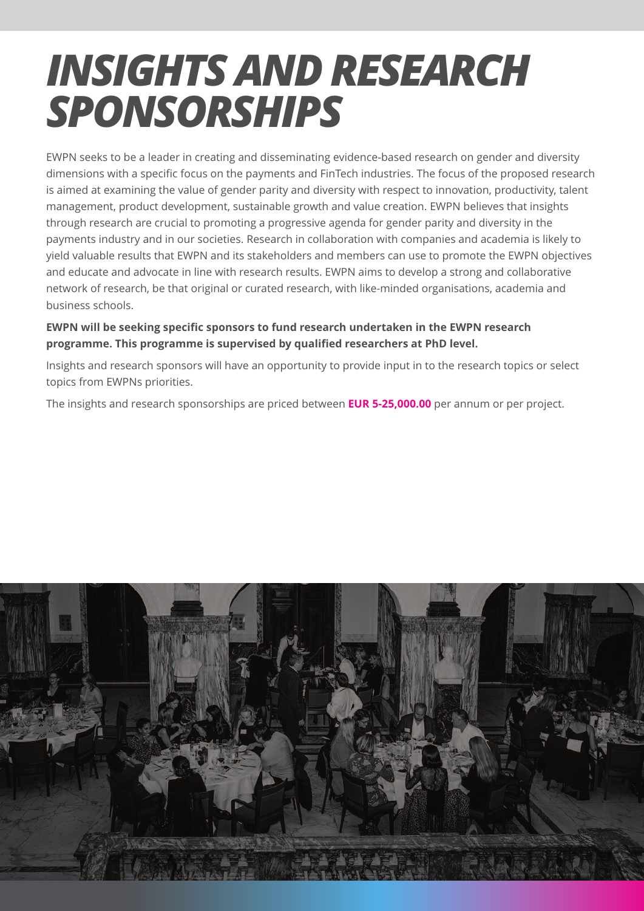# INSIGHTS AND RESEARCH SPONSORSHIPS

EWPN seeks to be a leader in creating and disseminating evidence-based research on gender and diversity dimensions with a specific focus on the payments and FinTech industries. The focus of the proposed research is aimed at examining the value of gender parity and diversity with respect to innovation, productivity, talent management, product development, sustainable growth and value creation. EWPN believes that insights through research are crucial to promoting a progressive agenda for gender parity and diversity in the payments industry and in our societies. Research in collaboration with companies and academia is likely to yield valuable results that EWPN and its stakeholders and members can use to promote the EWPN objectives and educate and advocate in line with research results. EWPN aims to develop a strong and collaborative network of research, be that original or curated research, with like-minded organisations, academia and business schools.

**EWPN will be seeking specific sponsors to fund research undertaken in the EWPN research programme. This programme is supervised by qualified researchers at PhD level.**

Insights and research sponsors will have an opportunity to provide input in to the research topics or select topics from EWPNs priorities.

The insights and research sponsorships are priced between **EUR 5-25,000.00** per annum or per project.